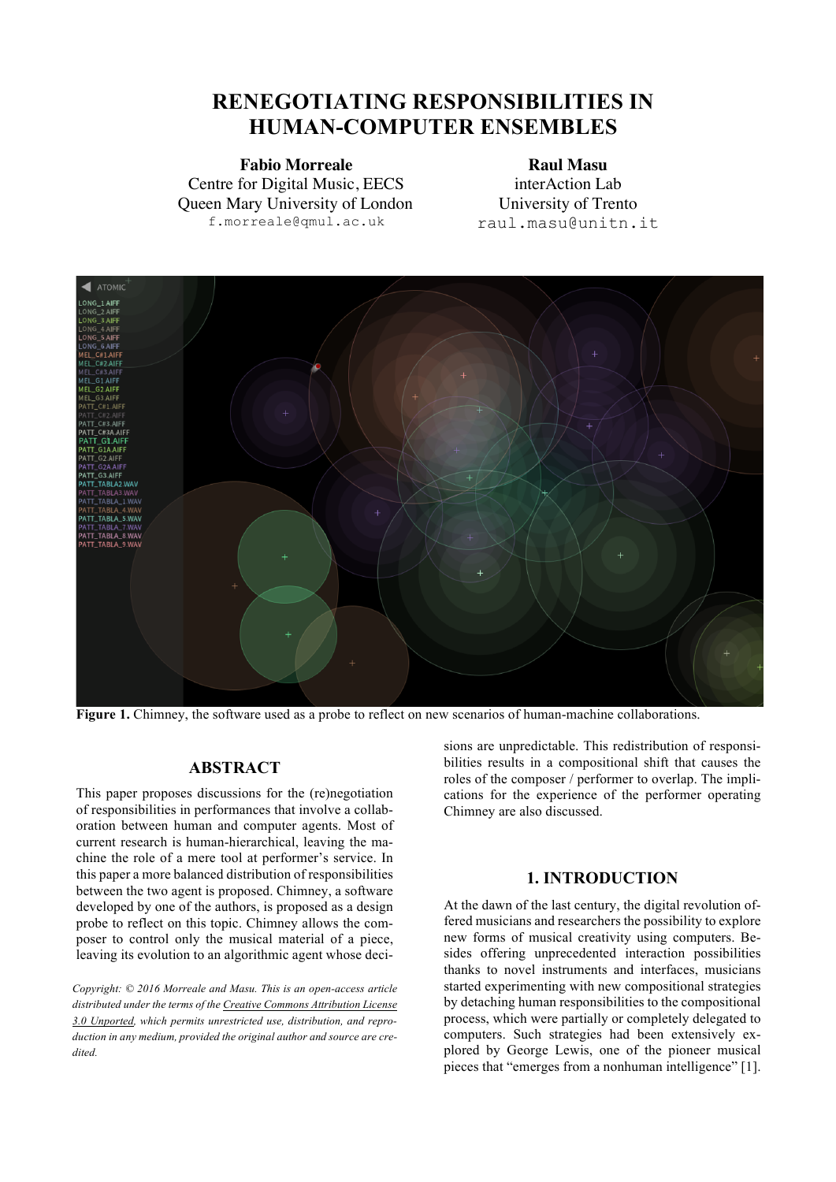# RENEGOTIATING RESPONSIBILITIES IN HUMAN-COMPUTER ENSEMBLES

**Fabio Morreale**
Centre for Digital Music, EECS
Queen Mary University of London
f.morreale@qmul.ac.uk

**Raul Masu**
interAction Lab
University of Trento
raul.masu@unitn.it

**Figure 1.** Chimney, the software used as a probe to reflect on new scenarios of human-machine collaborations.

## ABSTRACT

This paper proposes discussions for the (re)negotiation of responsibilities in performances that involve a collaboration between human and computer agents. Most of current research is human-hierarchical, leaving the machine the role of a mere tool at performer's service. In this paper a more balanced distribution of responsibilities between the two agent is proposed. Chimney, a software developed by one of the authors, is proposed as a design probe to reflect on this topic. Chimney allows the composer to control only the musical material of a piece, leaving its evolution to an algorithmic agent whose decisions are unpredictable. This redistribution of responsibilities results in a compositional shift that causes the roles of the composer / performer to overlap. The implications for the experience of the performer operating Chimney are also discussed.

*Copyright: © 2016 Morreale and Masu. This is an open-access article distributed under the terms of the Creative Commons Attribution License 3.0 Unported, which permits unrestricted use, distribution, and reproduction in any medium, provided the original author and source are credited.*

## 1. INTRODUCTION

At the dawn of the last century, the digital revolution offered musicians and researchers the possibility to explore new forms of musical creativity using computers. Besides offering unprecedented interaction possibilities thanks to novel instruments and interfaces, musicians started experimenting with new compositional strategies by detaching human responsibilities to the compositional process, which were partially or completely delegated to computers. Such strategies had been extensively explored by George Lewis, one of the pioneer musical pieces that "emerges from a nonhuman intelligence" [1].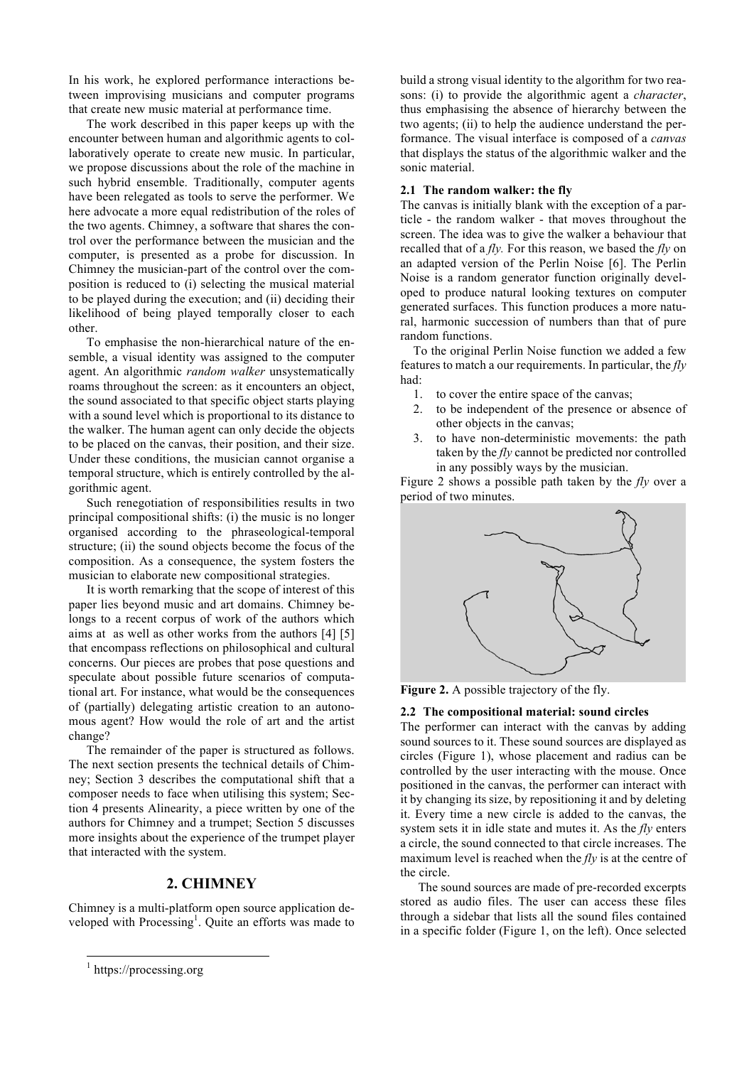In his work, he explored performance interactions between improvising musicians and computer programs that create new music material at performance time.

The work described in this paper keeps up with the encounter between human and algorithmic agents to collaboratively operate to create new music. In particular, we propose discussions about the role of the machine in such hybrid ensemble. Traditionally, computer agents have been relegated as tools to serve the performer. We here advocate a more equal redistribution of the roles of the two agents. Chimney, a software that shares the control over the performance between the musician and the computer, is presented as a probe for discussion. In Chimney the musician-part of the control over the composition is reduced to (i) selecting the musical material to be played during the execution; and (ii) deciding their likelihood of being played temporally closer to each other.

To emphasise the non-hierarchical nature of the ensemble, a visual identity was assigned to the computer agent. An algorithmic *random walker* unsystematically roams throughout the screen: as it encounters an object, the sound associated to that specific object starts playing with a sound level which is proportional to its distance to the walker. The human agent can only decide the objects to be placed on the canvas, their position, and their size. Under these conditions, the musician cannot organise a temporal structure, which is entirely controlled by the algorithmic agent.

Such renegotiation of responsibilities results in two principal compositional shifts: (i) the music is no longer organised according to the phraseological-temporal structure; (ii) the sound objects become the focus of the composition. As a consequence, the system fosters the musician to elaborate new compositional strategies.

It is worth remarking that the scope of interest of this paper lies beyond music and art domains. Chimney belongs to a recent corpus of work of the authors which aims at  as well as other works from the authors [4] [5] that encompass reflections on philosophical and cultural concerns. Our pieces are probes that pose questions and speculate about possible future scenarios of computational art. For instance, what would be the consequences of (partially) delegating artistic creation to an autonomous agent? How would the role of art and the artist change?

The remainder of the paper is structured as follows. The next section presents the technical details of Chimney; Section 3 describes the computational shift that a composer needs to face when utilising this system; Section 4 presents Alinearity, a piece written by one of the authors for Chimney and a trumpet; Section 5 discusses more insights about the experience of the trumpet player that interacted with the system.

## 2. CHIMNEY

Chimney is a multi-platform open source application developed with Processing[1]. Quite an efforts was made to build a strong visual identity to the algorithm for two reasons: (i) to provide the algorithmic agent a *character*, thus emphasising the absence of hierarchy between the two agents; (ii) to help the audience understand the performance. The visual interface is composed of a *canvas* that displays the status of the algorithmic walker and the sonic material.

### 2.1 The random walker: the fly

The canvas is initially blank with the exception of a particle - the random walker - that moves throughout the screen. The idea was to give the walker a behaviour that recalled that of a *fly.* For this reason, we based the *fly* on an adapted version of the Perlin Noise [6]. The Perlin Noise is a random generator function originally developed to produce natural looking textures on computer generated surfaces. This function produces a more natural, harmonic succession of numbers than that of pure random functions.

To the original Perlin Noise function we added a few features to match a our requirements. In particular, the *fly* had:

1. to cover the entire space of the canvas;
2. to be independent of the presence or absence of other objects in the canvas;
3. to have non-deterministic movements: the path taken by the *fly* cannot be predicted nor controlled in any possibly ways by the musician.

Figure 2 shows a possible path taken by the *fly* over a period of two minutes.

**Figure 2.** A possible trajectory of the fly.

### 2.2 The compositional material: sound circles

The performer can interact with the canvas by adding sound sources to it. These sound sources are displayed as circles (Figure 1), whose placement and radius can be controlled by the user interacting with the mouse. Once positioned in the canvas, the performer can interact with it by changing its size, by repositioning it and by deleting it. Every time a new circle is added to the canvas, the system sets it in idle state and mutes it. As the *fly* enters a circle, the sound connected to that circle increases. The maximum level is reached when the *fly* is at the centre of the circle.

The sound sources are made of pre-recorded excerpts stored as audio files. The user can access these files through a sidebar that lists all the sound files contained in a specific folder (Figure 1, on the left). Once selected

[1] https://processing.org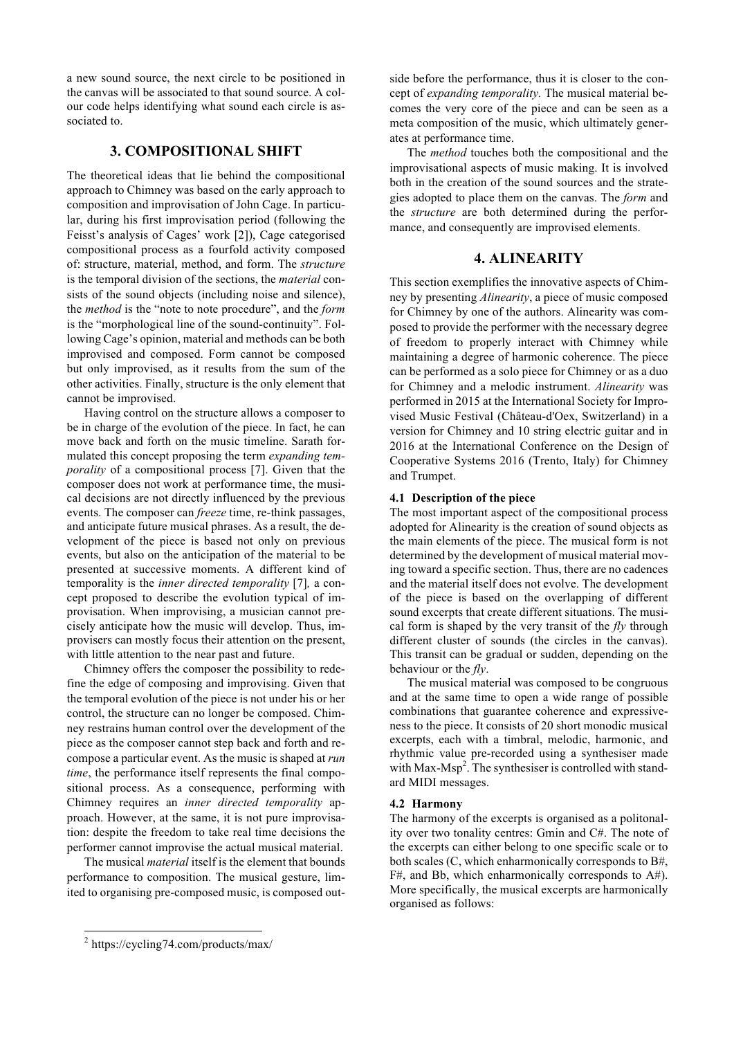a new sound source, the next circle to be positioned in the canvas will be associated to that sound source. A colour code helps identifying what sound each circle is associated to.

## 3. COMPOSITIONAL SHIFT

The theoretical ideas that lie behind the compositional approach to Chimney was based on the early approach to composition and improvisation of John Cage. In particular, during his first improvisation period (following the Feisst's analysis of Cages' work [2]), Cage categorised compositional process as a fourfold activity composed of: structure, material, method, and form. The *structure* is the temporal division of the sections, the *material* consists of the sound objects (including noise and silence), the *method* is the "note to note procedure", and the *form* is the "morphological line of the sound-continuity". Following Cage's opinion, material and methods can be both improvised and composed. Form cannot be composed but only improvised, as it results from the sum of the other activities. Finally, structure is the only element that cannot be improvised.

Having control on the structure allows a composer to be in charge of the evolution of the piece. In fact, he can move back and forth on the music timeline. Sarath formulated this concept proposing the term *expanding temporality* of a compositional process [7]. Given that the composer does not work at performance time, the musical decisions are not directly influenced by the previous events. The composer can *freeze* time, re-think passages, and anticipate future musical phrases. As a result, the development of the piece is based not only on previous events, but also on the anticipation of the material to be presented at successive moments. A different kind of temporality is the *inner directed temporality* [7], a concept proposed to describe the evolution typical of improvisation. When improvising, a musician cannot precisely anticipate how the music will develop. Thus, improvisers can mostly focus their attention on the present, with little attention to the near past and future.

Chimney offers the composer the possibility to redefine the edge of composing and improvising. Given that the temporal evolution of the piece is not under his or her control, the structure can no longer be composed. Chimney restrains human control over the development of the piece as the composer cannot step back and forth and recompose a particular event. As the music is shaped at *run time*, the performance itself represents the final compositional process. As a consequence, performing with Chimney requires an *inner directed temporality* approach. However, at the same, it is not pure improvisation: despite the freedom to take real time decisions the performer cannot improvise the actual musical material.

The musical *material* itself is the element that bounds performance to composition. The musical gesture, limited to organising pre-composed music, is composed outside before the performance, thus it is closer to the concept of *expanding temporality.* The musical material becomes the very core of the piece and can be seen as a meta composition of the music, which ultimately generates at performance time.

The *method* touches both the compositional and the improvisational aspects of music making. It is involved both in the creation of the sound sources and the strategies adopted to place them on the canvas. The *form* and the *structure* are both determined during the performance, and consequently are improvised elements.

## 4. ALINEARITY

This section exemplifies the innovative aspects of Chimney by presenting *Alinearity*, a piece of music composed for Chimney by one of the authors. Alinearity was composed to provide the performer with the necessary degree of freedom to properly interact with Chimney while maintaining a degree of harmonic coherence. The piece can be performed as a solo piece for Chimney or as a duo for Chimney and a melodic instrument. *Alinearity* was performed in 2015 at the International Society for Improvised Music Festival (Château-d'Oex, Switzerland) in a version for Chimney and 10 string electric guitar and in 2016 at the International Conference on the Design of Cooperative Systems 2016 (Trento, Italy) for Chimney and Trumpet.

### 4.1 Description of the piece

The most important aspect of the compositional process adopted for Alinearity is the creation of sound objects as the main elements of the piece. The musical form is not determined by the development of musical material moving toward a specific section. Thus, there are no cadences and the material itself does not evolve. The development of the piece is based on the overlapping of different sound excerpts that create different situations. The musical form is shaped by the very transit of the *fly* through different cluster of sounds (the circles in the canvas). This transit can be gradual or sudden, depending on the behaviour or the *fly*.

The musical material was composed to be congruous and at the same time to open a wide range of possible combinations that guarantee coherence and expressiveness to the piece. It consists of 20 short monodic musical excerpts, each with a timbral, melodic, harmonic, and rhythmic value pre-recorded using a synthesiser made with Max-Msp[2]. The synthesiser is controlled with standard MIDI messages.

### 4.2 Harmony

The harmony of the excerpts is organised as a politonality over two tonality centres: Gmin and C#. The note of the excerpts can either belong to one specific scale or to both scales (C, which enharmonically corresponds to B#, F#, and Bb, which enharmonically corresponds to A#). More specifically, the musical excerpts are harmonically organised as follows:

[2] https://cycling74.com/products/max/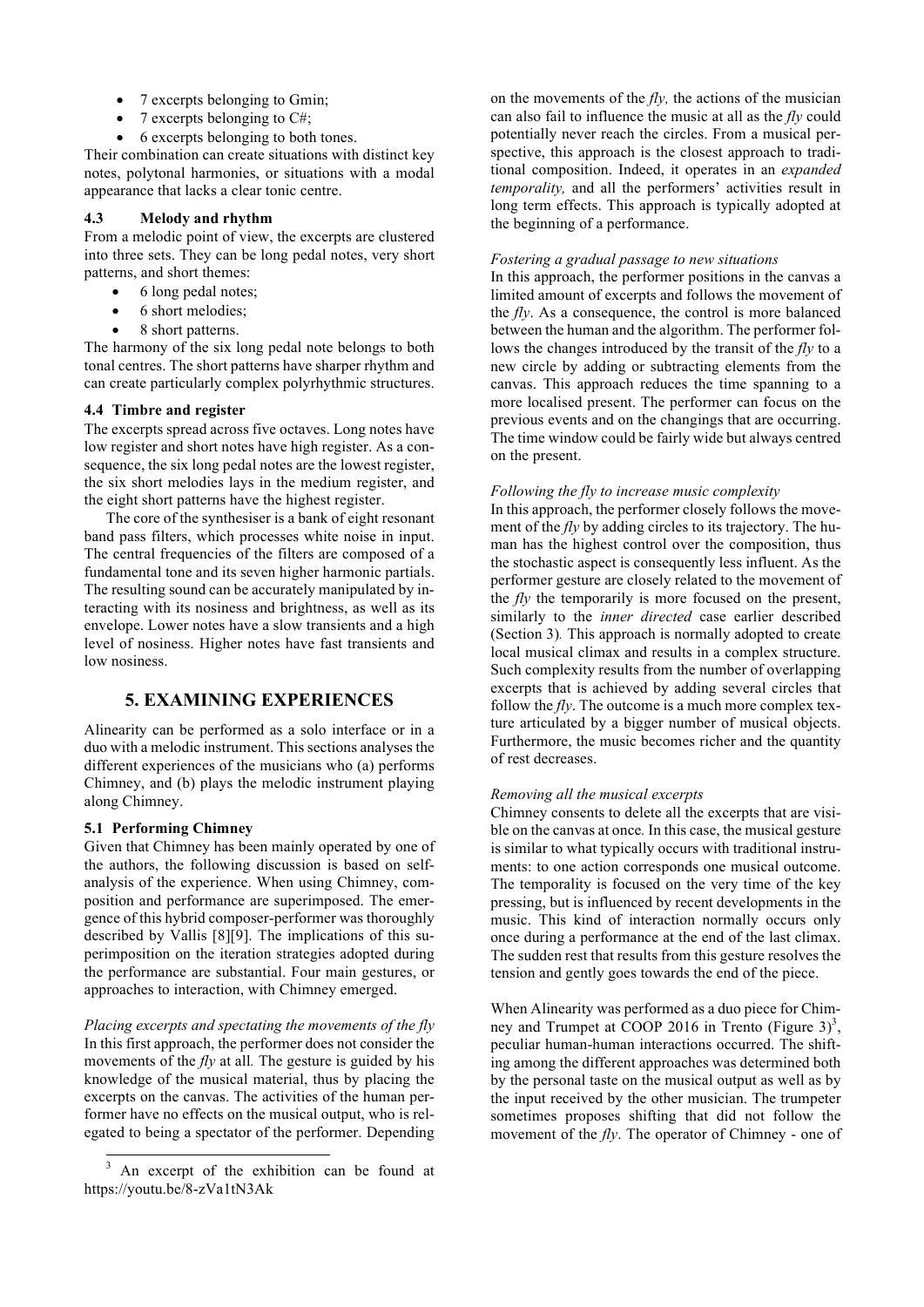- 7 excerpts belonging to Gmin;
- 7 excerpts belonging to C#;
- 6 excerpts belonging to both tones.

Their combination can create situations with distinct key notes, polytonal harmonies, or situations with a modal appearance that lacks a clear tonic centre.

### 4.3 Melody and rhythm

From a melodic point of view, the excerpts are clustered into three sets. They can be long pedal notes, very short patterns, and short themes:

- 6 long pedal notes;
- 6 short melodies;
- 8 short patterns.

The harmony of the six long pedal note belongs to both tonal centres. The short patterns have sharper rhythm and can create particularly complex polyrhythmic structures.

### 4.4 Timbre and register

The excerpts spread across five octaves. Long notes have low register and short notes have high register. As a consequence, the six long pedal notes are the lowest register, the six short melodies lays in the medium register, and the eight short patterns have the highest register.

The core of the synthesiser is a bank of eight resonant band pass filters, which processes white noise in input. The central frequencies of the filters are composed of a fundamental tone and its seven higher harmonic partials. The resulting sound can be accurately manipulated by interacting with its nosiness and brightness, as well as its envelope. Lower notes have a slow transients and a high level of nosiness. Higher notes have fast transients and low nosiness.

## 5. EXAMINING EXPERIENCES

Alinearity can be performed as a solo interface or in a duo with a melodic instrument. This sections analyses the different experiences of the musicians who (a) performs Chimney, and (b) plays the melodic instrument playing along Chimney.

### 5.1 Performing Chimney

Given that Chimney has been mainly operated by one of the authors, the following discussion is based on self-analysis of the experience. When using Chimney, composition and performance are superimposed. The emergence of this hybrid composer-performer was thoroughly described by Vallis [8][9]. The implications of this superimposition on the iteration strategies adopted during the performance are substantial. Four main gestures, or approaches to interaction, with Chimney emerged.

*Placing excerpts and spectating the movements of the fly*

In this first approach, the performer does not consider the movements of the *fly* at all. The gesture is guided by his knowledge of the musical material, thus by placing the excerpts on the canvas. The activities of the human performer have no effects on the musical output, who is relegated to being a spectator of the performer. Depending on the movements of the *fly,* the actions of the musician can also fail to influence the music at all as the *fly* could potentially never reach the circles. From a musical perspective, this approach is the closest approach to traditional composition. Indeed, it operates in an *expanded temporality,* and all the performers' activities result in long term effects. This approach is typically adopted at the beginning of a performance.

*Fostering a gradual passage to new situations*

In this approach, the performer positions in the canvas a limited amount of excerpts and follows the movement of the *fly*. As a consequence, the control is more balanced between the human and the algorithm. The performer follows the changes introduced by the transit of the *fly* to a new circle by adding or subtracting elements from the canvas. This approach reduces the time spanning to a more localised present. The performer can focus on the previous events and on the changings that are occurring. The time window could be fairly wide but always centred on the present.

*Following the fly to increase music complexity*

In this approach, the performer closely follows the movement of the *fly* by adding circles to its trajectory. The human has the highest control over the composition, thus the stochastic aspect is consequently less influent. As the performer gesture are closely related to the movement of the *fly* the temporarily is more focused on the present, similarly to the *inner directed* case earlier described (Section 3). This approach is normally adopted to create local musical climax and results in a complex structure. Such complexity results from the number of overlapping excerpts that is achieved by adding several circles that follow the *fly*. The outcome is a much more complex texture articulated by a bigger number of musical objects. Furthermore, the music becomes richer and the quantity of rest decreases.

*Removing all the musical excerpts*

Chimney consents to delete all the excerpts that are visible on the canvas at once. In this case, the musical gesture is similar to what typically occurs with traditional instruments: to one action corresponds one musical outcome. The temporality is focused on the very time of the key pressing, but is influenced by recent developments in the music. This kind of interaction normally occurs only once during a performance at the end of the last climax. The sudden rest that results from this gesture resolves the tension and gently goes towards the end of the piece.

When Alinearity was performed as a duo piece for Chimney and Trumpet at COOP 2016 in Trento (Figure 3)[3], peculiar human-human interactions occurred. The shifting among the different approaches was determined both by the personal taste on the musical output as well as by the input received by the other musician. The trumpeter sometimes proposes shifting that did not follow the movement of the *fly*. The operator of Chimney - one of

[3] An excerpt of the exhibition can be found at https://youtu.be/8-zVa1tN3Ak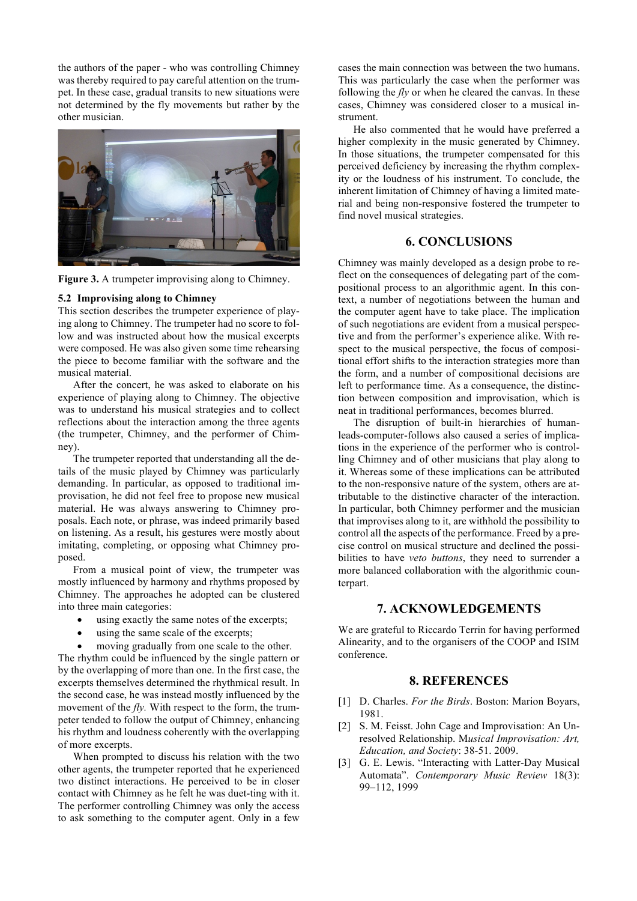the authors of the paper - who was controlling Chimney was thereby required to pay careful attention on the trumpet. In these case, gradual transits to new situations were not determined by the fly movements but rather by the other musician.

**Figure 3.** A trumpeter improvising along to Chimney.

### 5.2 Improvising along to Chimney

This section describes the trumpeter experience of playing along to Chimney. The trumpeter had no score to follow and was instructed about how the musical excerpts were composed. He was also given some time rehearsing the piece to become familiar with the software and the musical material.

After the concert, he was asked to elaborate on his experience of playing along to Chimney. The objective was to understand his musical strategies and to collect reflections about the interaction among the three agents (the trumpeter, Chimney, and the performer of Chimney).

The trumpeter reported that understanding all the details of the music played by Chimney was particularly demanding. In particular, as opposed to traditional improvisation, he did not feel free to propose new musical material. He was always answering to Chimney proposals. Each note, or phrase, was indeed primarily based on listening. As a result, his gestures were mostly about imitating, completing, or opposing what Chimney proposed.

From a musical point of view, the trumpeter was mostly influenced by harmony and rhythms proposed by Chimney. The approaches he adopted can be clustered into three main categories:

- using exactly the same notes of the excerpts;
- using the same scale of the excerpts;
- moving gradually from one scale to the other.

The rhythm could be influenced by the single pattern or by the overlapping of more than one. In the first case, the excerpts themselves determined the rhythmical result. In the second case, he was instead mostly influenced by the movement of the *fly.* With respect to the form, the trumpeter tended to follow the output of Chimney, enhancing his rhythm and loudness coherently with the overlapping of more excerpts.

When prompted to discuss his relation with the two other agents, the trumpeter reported that he experienced two distinct interactions. He perceived to be in closer contact with Chimney as he felt he was duet-ting with it. The performer controlling Chimney was only the access to ask something to the computer agent. Only in a few cases the main connection was between the two humans. This was particularly the case when the performer was following the *fly* or when he cleared the canvas. In these cases, Chimney was considered closer to a musical instrument.

He also commented that he would have preferred a higher complexity in the music generated by Chimney. In those situations, the trumpeter compensated for this perceived deficiency by increasing the rhythm complexity or the loudness of his instrument. To conclude, the inherent limitation of Chimney of having a limited material and being non-responsive fostered the trumpeter to find novel musical strategies.

## 6. CONCLUSIONS

Chimney was mainly developed as a design probe to reflect on the consequences of delegating part of the compositional process to an algorithmic agent. In this context, a number of negotiations between the human and the computer agent have to take place. The implication of such negotiations are evident from a musical perspective and from the performer's experience alike. With respect to the musical perspective, the focus of compositional effort shifts to the interaction strategies more than the form, and a number of compositional decisions are left to performance time. As a consequence, the distinction between composition and improvisation, which is neat in traditional performances, becomes blurred.

The disruption of built-in hierarchies of human-leads-computer-follows also caused a series of implications in the experience of the performer who is controlling Chimney and of other musicians that play along to it. Whereas some of these implications can be attributed to the non-responsive nature of the system, others are attributable to the distinctive character of the interaction. In particular, both Chimney performer and the musician that improvises along to it, are withhold the possibility to control all the aspects of the performance. Freed by a precise control on musical structure and declined the possibilities to have *veto buttons*, they need to surrender a more balanced collaboration with the algorithmic counterpart.

## 7. ACKNOWLEDGEMENTS

We are grateful to Riccardo Terrin for having performed Alinearity, and to the organisers of the COOP and ISIM conference.

## 8. REFERENCES

[1] D. Charles. *For the Birds*. Boston: Marion Boyars, 1981.

[2] S. M. Feisst. John Cage and Improvisation: An Unresolved Relationship. M*usical Improvisation: Art, Education, and Society*: 38-51. 2009.

[3] G. E. Lewis. "Interacting with Latter-Day Musical Automata". *Contemporary Music Review* 18(3): 99–112, 1999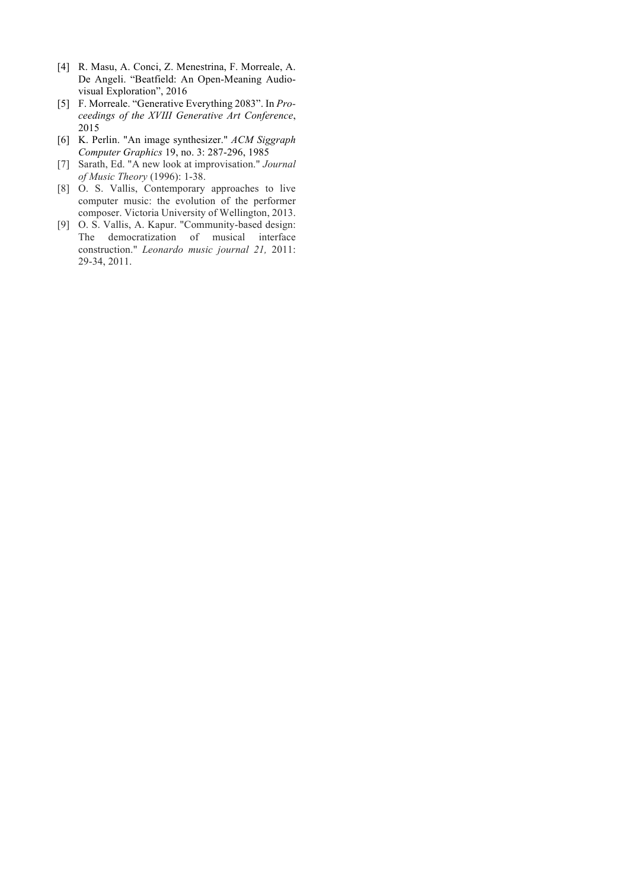[4] R. Masu, A. Conci, Z. Menestrina, F. Morreale, A. De Angeli. "Beatfield: An Open-Meaning Audio-visual Exploration", 2016

[5] F. Morreale. "Generative Everything 2083". In *Proceedings of the XVIII Generative Art Conference*, 2015

[6] K. Perlin. "An image synthesizer." *ACM Siggraph Computer Graphics* 19, no. 3: 287-296, 1985

[7] Sarath, Ed. "A new look at improvisation." *Journal of Music Theory* (1996): 1-38.

[8] O. S. Vallis, Contemporary approaches to live computer music: the evolution of the performer composer. Victoria University of Wellington, 2013.

[9] O. S. Vallis, A. Kapur. "Community-based design: The democratization of musical interface construction." *Leonardo music journal 21,* 2011: 29-34, 2011.